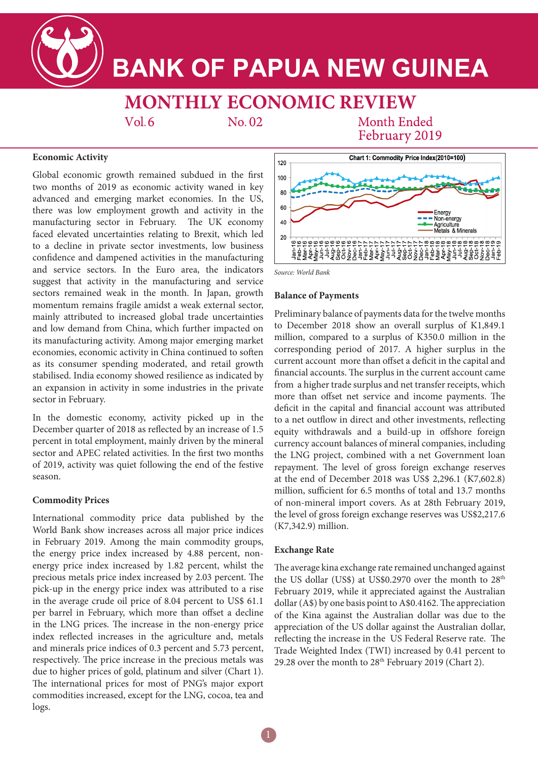# BANK OF PAPUA NEW GUINEA

## MONTHLY ECONOMIC REVIEW

Vol.6 No. 02 Month Ended February 2019

### Economic Activity

Global economic growth remained subdued in the first two months of 2019 as economic activity waned in key advanced and emerging market economies. In the US, there was low employment growth and activity in the manufacturing sector in February. The UK economy faced elevated uncertainties relating to Brexit, which led to a decline in private sector investments, low business confidence and dampened activities in the manufacturing and service sectors. In the Euro area, the indicators suggest that activity in the manufacturing and service sectors remained weak in the month. In Japan, growth momentum remains fragile amidst a weak external sector, mainly attributed to increased global trade uncertainties and low demand from China, which further impacted on its manufacturing activity. Among major emerging market economies, economic activity in China continued to soften as its consumer spending moderated, and retail growth stabilised. India economy showed resilience as indicated by an expansion in activity in some industries in the private sector in February.

In the domestic economy, activity picked up in the December quarter of 2018 as reflected by an increase of 1.5 percent in total employment, mainly driven by the mineral sector and APEC related activities. In the first two months of 2019, activity was quiet following the end of the festive season.

### Commodity Prices

International commodity price data published by the World Bank show increases across all major price indices in February 2019. Among the main commodity groups, the energy price index increased by 4.88 percent, non-energy price index increased by 1.82 percent, whilst the precious metals price index increased by 2.03 percent. The pick-up in the energy price index was attributed to a rise in the average crude oil price of 8.04 percent to US$ 61.1 per barrel in February, which more than offset a decline in the LNG prices. The increase in the non-energy price index reflected increases in the agriculture and, metals and minerals price indices of 0.3 percent and 5.73 percent, respectively. The price increase in the precious metals was due to higher prices of gold, platinum and silver (Chart 1). The international prices for most of PNG's major export commodities increased, except for the LNG, cocoa, tea and logs.

**Chart 1: Commodity Price Index(2010=100)**

*Source: World Bank*

### Balance of Payments

Preliminary balance of payments data for the twelve months to December 2018 show an overall surplus of K1,849.1 million, compared to a surplus of K350.0 million in the corresponding period of 2017. A higher surplus in the current account more than offset a deficit in the capital and financial accounts. The surplus in the current account came from a higher trade surplus and net transfer receipts, which more than offset net service and income payments. The deficit in the capital and financial account was attributed to a net outflow in direct and other investments, reflecting equity withdrawals and a build-up in offshore foreign currency account balances of mineral companies, including the LNG project, combined with a net Government loan repayment. The level of gross foreign exchange reserves at the end of December 2018 was US$ 2,296.1 (K7,602.8) million, sufficient for 6.5 months of total and 13.7 months of non-mineral import covers. As at 28th February 2019, the level of gross foreign exchange reserves was US$2,217.6 (K7,342.9) million.

### Exchange Rate

The average kina exchange rate remained unchanged against the US dollar (US$) at US$0.2970 over the month to 28th February 2019, while it appreciated against the Australian dollar (A$) by one basis point to A$0.4162. The appreciation of the Kina against the Australian dollar was due to the appreciation of the US dollar against the Australian dollar, reflecting the increase in the US Federal Reserve rate. The Trade Weighted Index (TWI) increased by 0.41 percent to 29.28 over the month to 28th February 2019 (Chart 2).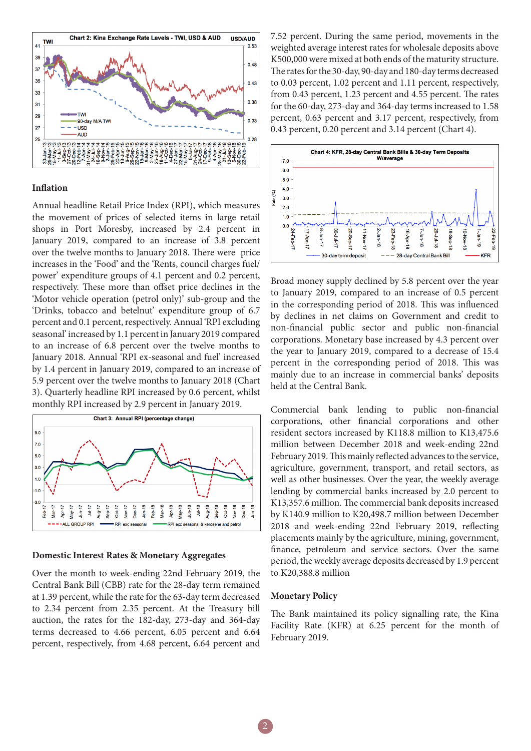Chart 2: Kina Exchange Rate Levels - TWI, USD & AUD

### Inflation

Annual headline Retail Price Index (RPI), which measures the movement of prices of selected items in large retail shops in Port Moresby, increased by 2.4 percent in January 2019, compared to an increase of 3.8 percent over the twelve months to January 2018. There were price increases in the 'Food' and the 'Rents, council charges fuel/ power' expenditure groups of 4.1 percent and 0.2 percent, respectively. These more than offset price declines in the 'Motor vehicle operation (petrol only)' sub-group and the 'Drinks, tobacco and betelnut' expenditure group of 6.7 percent and 0.1 percent, respectively. Annual 'RPI excluding seasonal' increased by 1.1 percent in January 2019 compared to an increase of 6.8 percent over the twelve months to January 2018. Annual 'RPI ex-seasonal and fuel' increased by 1.4 percent in January 2019, compared to an increase of 5.9 percent over the twelve months to January 2018 (Chart 3). Quarterly headline RPI increased by 0.6 percent, whilst monthly RPI increased by 2.9 percent in January 2019.

Chart 3: Annual RPI (percentage change)

### Domestic Interest Rates & Monetary Aggregates

Over the month to week-ending 22nd February 2019, the Central Bank Bill (CBB) rate for the 28-day term remained at 1.39 percent, while the rate for the 63-day term decreased to 2.34 percent from 2.35 percent. At the Treasury bill auction, the rates for the 182-day, 273-day and 364-day terms decreased to 4.66 percent, 6.05 percent and 6.64 percent, respectively, from 4.68 percent, 6.64 percent and 7.52 percent. During the same period, movements in the weighted average interest rates for wholesale deposits above K500,000 were mixed at both ends of the maturity structure. The rates for the 30-day, 90-day and 180-day terms decreased to 0.03 percent, 1.02 percent and 1.11 percent, respectively, from 0.43 percent, 1.23 percent and 4.55 percent. The rates for the 60-day, 273-day and 364-day terms increased to 1.58 percent, 0.63 percent and 3.17 percent, respectively, from 0.43 percent, 0.20 percent and 3.14 percent (Chart 4).

Chart 4: KFR, 28-day Central Bank Bills & 30-day Term Deposits W/average

Broad money supply declined by 5.8 percent over the year to January 2019, compared to an increase of 0.5 percent in the corresponding period of 2018. This was influenced by declines in net claims on Government and credit to non-financial public sector and public non-financial corporations. Monetary base increased by 4.3 percent over the year to January 2019, compared to a decrease of 15.4 percent in the corresponding period of 2018. This was mainly due to an increase in commercial banks' deposits held at the Central Bank.

Commercial bank lending to public non-financial corporations, other financial corporations and other resident sectors increased by K118.8 million to K13,475.6 million between December 2018 and week-ending 22nd February 2019. This mainly reflected advances to the service, agriculture, government, transport, and retail sectors, as well as other businesses. Over the year, the weekly average lending by commercial banks increased by 2.0 percent to K13,357.6 million. The commercial bank deposits increased by K140.9 million to K20,498.7 million between December 2018 and week-ending 22nd February 2019, reflecting placements mainly by the agriculture, mining, government, finance, petroleum and service sectors. Over the same period, the weekly average deposits decreased by 1.9 percent to K20,388.8 million

### Monetary Policy

The Bank maintained its policy signalling rate, the Kina Facility Rate (KFR) at 6.25 percent for the month of February 2019.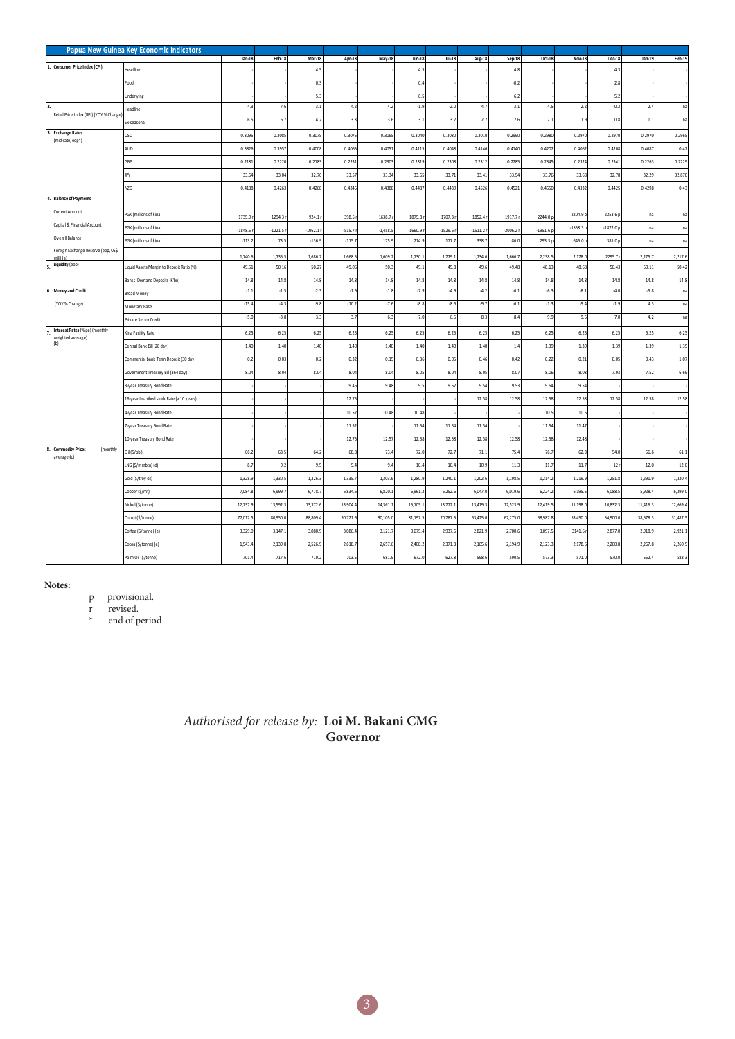## Papua New Guinea Key Economic Indicators

| | | Jan-18 | Feb-18 | Mar-18 | Apr-18 | May-18 | Jun-18 | Jul-18 | Aug-18 | Sep-18 | Oct-18 | Nov-18 | Dec-18 | Jan-19 | Feb-19 |
|---|---|---|---|---|---|---|---|---|---|---|---|---|---|---|---|
| 1. Consumer Price Index (CPI). | Headline | | | 4.5 | | | 4.5 | | | 4.8 | | | 4.3 | | |
| | Food | | | 0.3 | | | 0.4 | | | -0.2 | | | 2.8 | | |
| | Underlying | | | 5.3 | | | 6.5 | | | 6.2 | | | 5.2 | | |
| 2. Retail Price Index (RPI) (YOY % Change) | Headline | 4.3 | 7.6 | 3.1 | 4.2 | 4.2 | -1.9 | -2.0 | 4.7 | 3.1 | 4.5 | 2.2 | -0.2 | 2.4 | na |
| | Ex-seasonal | 6.5 | 6.7 | 4.2 | 3.3 | 3.6 | 3.1 | 3.2 | 2.7 | 2.6 | 2.1 | 1.9 | 0.8 | 1.1 | na |
| 3. Exchange Rates (mid-rate, eop*) | USD | 0.3095 | 0.3085 | 0.3075 | 0.3075 | 0.3065 | 0.3040 | 0.3030 | 0.3010 | 0.2990 | 0.2980 | 0.2970 | 0.2970 | 0.2970 | 0.2965 |
| | AUD | 0.3826 | 0.3957 | 0.4008 | 0.4065 | 0.4051 | 0.4115 | 0.4048 | 0.4146 | 0.4140 | 0.4202 | 0.4062 | 0.4208 | 0.4087 | 0.42 |
| | GBP | 0.2181 | 0.2220 | 0.2183 | 0.2231 | 0.2303 | 0.2319 | 0.2308 | 0.2312 | 0.2285 | 0.2345 | 0.2324 | 0.2341 | 0.2263 | 0.2229 |
| | JPY | 33.64 | 33.04 | 32.76 | 33.57 | 33.34 | 33.65 | 33.71 | 33.41 | 33.94 | 33.76 | 33.68 | 32.78 | 32.29 | 32.870 |
| | NZD | 0.4188 | 0.4263 | 0.4268 | 0.4345 | 0.4388 | 0.4487 | 0.4439 | 0.4526 | 0.4521 | 0.4550 | 0.4332 | 0.4425 | 0.4298 | 0.43 |
| 4. Balance of Payments | | | | | | | | | | | | | | | |
| Current Account | PGK (millions of kina) | 1735.9 r | 1294.3 r | 924.1 r | 398.5 r | 1638.7 r | 1875.8 r | 1707.3 r | 1852.4 r | 1917.7 r | 2244.0 p | 2204.9 p | 2253.6 p | na | na |
| Capital & Financial Account | PGK (millions of kina) | -1848.5 r | -1221.5 r | -1062.1 r | -515.7 r | -1,458.5 | -1660.9 r | -1529.6 r | -1511.2 r | -2006.2 r | -1951.6 p | -1558.3 p | -1872.0 p | na | na |
| Overall Balance | PGK (millions of kina) | -113.2 | 73.5 | -136.9 | -115.7 | 175.9 | 214.9 | 177.7 | 338.7 | -86.0 | 293.3 p | 646.0 p | 381.0 p | na | na |
| Foreign Exchange Reserve (eop, US$ mill) (a) | | 1,740.6 | 1,735.5 | 1,686.7 | 1,668.5 | 1,609.2 | 1,730.1 | 1,779.1 | 1,734.6 | 1,666.7 | 2,238.5 | 2,178.0 | 2295.7 r | 2,275.7 | 2,217.6 |
| 5. Liquidity (eop) | Liquid Assets Margin to Deposit Ratio (%) | 49.51 | 50.16 | 50.27 | 49.06 | 50.3 | 49.1 | 49.8 | 49.6 | 49.48 | 48.13 | 48.68 | 50.43 | 50.11 | 50.42 |
| | Banks' Demand Deposits (K'bn) | 14.8 | 14.8 | 14.8 | 14.8 | 14.8 | 14.8 | 14.8 | 14.8 | 14.8 | 14.8 | 14.8 | 14.8 | 14.8 | 14.8 |
| 6. Money and Credit (YOY % Change) | Broad Money | -1.1 | -1.5 | -2.3 | -1.9 | -1.8 | -2.9 | -4.9 | -4.2 | -6.1 | -6.3 | -8.1 | -4.0 | -5.8 | na |
| | Monetary Base | -15.4 | -4.3 | -9.8 | -10.2 | -7.6 | -8.8 | -8.6 | -9.7 | -6.1 | -1.3 | -5.4 | -1.9 | 4.3 | na |
| | Private Sector Credit | -5.0 | -3.8 | 3.3 | 3.7 | 6.3 | 7.0 | 6.5 | 8.3 | 8.4 | 9.9 | 9.5 | 7.0 | 4.2 | na |
| 7. Interest Rates (% pa) (monthly weighted average) (b) | Kina Facility Rate | 6.25 | 6.25 | 6.25 | 6.25 | 6.25 | 6.25 | 6.25 | 6.25 | 6.25 | 6.25 | 6.25 | 6.25 | 6.25 | 6.25 |
| | Central Bank Bill (28 day) | 1.40 | 1.40 | 1.40 | 1.40 | 1.40 | 1.40 | 1.40 | 1.40 | 1.4 | 1.39 | 1.39 | 1.39 | 1.39 | 1.39 |
| | Commercial bank Term Deposit (30 day) | 0.2 | 0.03 | 0.2 | 0.32 | 0.15 | 0.36 | 0.05 | 0.46 | 0.42 | 0.22 | 0.21 | 0.05 | 0.43 | 1.07 |
| | Government Treasury Bill (364 day) | 8.04 | 8.04 | 8.04 | 8.04 | 8.04 | 8.05 | 8.04 | 8.05 | 8.07 | 8.06 | 8.03 | 7.93 | 7.52 | 6.69 |
| | 3-year Treasury Bond Rate | | | | 9.46 | 9.48 | 9.5 | 9.52 | 9.54 | 9.53 | 9.54 | 9.54 | | | |
| | 16-year Inscribed stock Rate (> 10 years) | | | | 12.75 | | | | 12.58 | 12.58 | 12.58 | 12.58 | 12.58 | 12.58 | 12.58 |
| | 4-year Treasury Bond Rate | | | | 10.52 | 10.48 | 10.48 | | | | 10.5 | 10.5 | | | |
| | 7-year Treasury Bond Rate | | | | 11.52 | | 11.54 | 11.54 | 11.54 | | 11.54 | 11.47 | | | |
| | 10-year Treasury Bond Rate | | | | 12.75 | 12.57 | 12.58 | 12.58 | 12.58 | 12.58 | 12.58 | 12.48 | | | |
| 8. Commodity Prices (monthly average)(c) | Oil ($/bbl) | 66.2 | 63.5 | 64.2 | 68.8 | 73.4 | 72.0 | 72.7 | 71.1 | 75.4 | 76.7 | 62.3 | 54.0 | 56.6 | 61.1 |
| | LNG ($/mmbtu) (d) | 8.7 | 9.2 | 9.5 | 9.4 | 9.4 | 10.4 | 10.4 | 10.9 | 11.3 | 11.7 | 11.7 | 12 r | 12.0 | 12.0 |
| | Gold ($/troy oz) | 1,328.9 | 1,330.5 | 1,326.3 | 1,335.7 | 1,303.6 | 1,280.9 | 1,240.1 | 1,202.6 | 1,198.5 | 1,214.2 | 1,219.9 | 1,251.8 | 1,291.9 | 1,320.4 |
| | Copper ($/mt) | 7,084.8 | 6,999.7 | 6,778.7 | 6,834.6 | 6,820.1 | 6,961.2 | 6,252.6 | 6,047.0 | 6,019.6 | 6,224.2 | 6,195.5 | 6,088.5 | 5,928.4 | 6,299.0 |
| | Nickel ($/tonne) | 12,737.9 | 13,592.3 | 13,372.6 | 13,904.4 | 14,361.1 | 15,105.1 | 13,772.1 | 13,419.3 | 12,523.9 | 12,419.5 | 11,198.0 | 10,832.3 | 11,416.3 | 12,669.4 |
| | Cobalt ($/tonne) | 77,012.5 | 80,950.0 | 88,809.4 | 90,721.9 | 90,105.0 | 81,197.5 | 70,787.5 | 63,425.0 | 62,275.0 | 58,987.8 | 53,450.0 | 54,900.0 | 38,678.3 | 31,487.5 |
| | Coffee ($/tonne) (e) | 3,329.0 | 3,147.1 | 3,080.9 | 3,086.4 | 3,121.7 | 3,075.4 | 2,937.6 | 2,821.9 | 2,700.6 | 3,097.5 | 3141.6 r | 2,877.0 | 2,918.9 | 2,921.1 |
| | Cocoa ($/tonne) (e) | 1,943.4 | 2,139.8 | 2,526.9 | 2,618.7 | 2,657.6 | 2,408.2 | 2,371.8 | 2,165.6 | 2,194.9 | 2,123.3 | 2,178.6 | 2,200.8 | 2,267.8 | 2,260.9 |
| | Palm Oil ($/tonne) | 701.4 | 717.6 | 710.2 | 703.5 | 681.9 | 672.0 | 627.8 | 598.6 | 590.5 | 573.3 | 571.0 | 570.0 | 552.4 | 588.3 |

**Notes:**

p provisional.

r revised.

\* end of period

*Authorised for release by:* **Loi M. Bakani CMG**
**Governor**